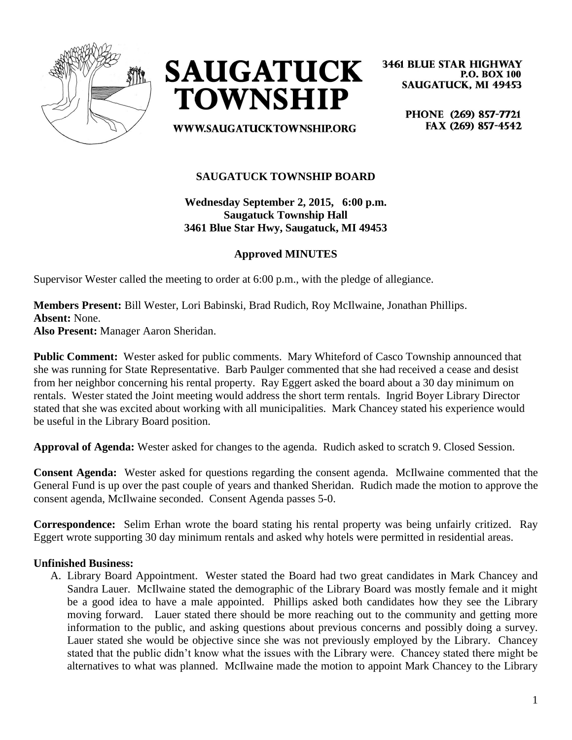# SAUGATUCK TOWNSHIP

3461 BLUE STAR HIGHWAY
P.O. BOX 100
SAUGATUCK, MI 49453

PHONE (269) 857-7721
FAX (269) 857-4542

WWW.SAUGATUCKTOWNSHIP.ORG

## SAUGATUCK TOWNSHIP BOARD

**Wednesday September 2, 2015, 6:00 p.m.**
**Saugatuck Township Hall**
**3461 Blue Star Hwy, Saugatuck, MI 49453**

### Approved MINUTES

Supervisor Wester called the meeting to order at 6:00 p.m., with the pledge of allegiance.

**Members Present:** Bill Wester, Lori Babinski, Brad Rudich, Roy McIlwaine, Jonathan Phillips.
**Absent:** None.
**Also Present:** Manager Aaron Sheridan.

**Public Comment:** Wester asked for public comments. Mary Whiteford of Casco Township announced that she was running for State Representative. Barb Paulger commented that she had received a cease and desist from her neighbor concerning his rental property. Ray Eggert asked the board about a 30 day minimum on rentals. Wester stated the Joint meeting would address the short term rentals. Ingrid Boyer Library Director stated that she was excited about working with all municipalities. Mark Chancey stated his experience would be useful in the Library Board position.

**Approval of Agenda:** Wester asked for changes to the agenda. Rudich asked to scratch 9. Closed Session.

**Consent Agenda:** Wester asked for questions regarding the consent agenda. McIlwaine commented that the General Fund is up over the past couple of years and thanked Sheridan. Rudich made the motion to approve the consent agenda, McIlwaine seconded. Consent Agenda passes 5-0.

**Correspondence:** Selim Erhan wrote the board stating his rental property was being unfairly critized. Ray Eggert wrote supporting 30 day minimum rentals and asked why hotels were permitted in residential areas.

**Unfinished Business:**

A. Library Board Appointment. Wester stated the Board had two great candidates in Mark Chancey and Sandra Lauer. McIlwaine stated the demographic of the Library Board was mostly female and it might be a good idea to have a male appointed. Phillips asked both candidates how they see the Library moving forward. Lauer stated there should be more reaching out to the community and getting more information to the public, and asking questions about previous concerns and possibly doing a survey. Lauer stated she would be objective since she was not previously employed by the Library. Chancey stated that the public didn't know what the issues with the Library were. Chancey stated there might be alternatives to what was planned. McIlwaine made the motion to appoint Mark Chancey to the Library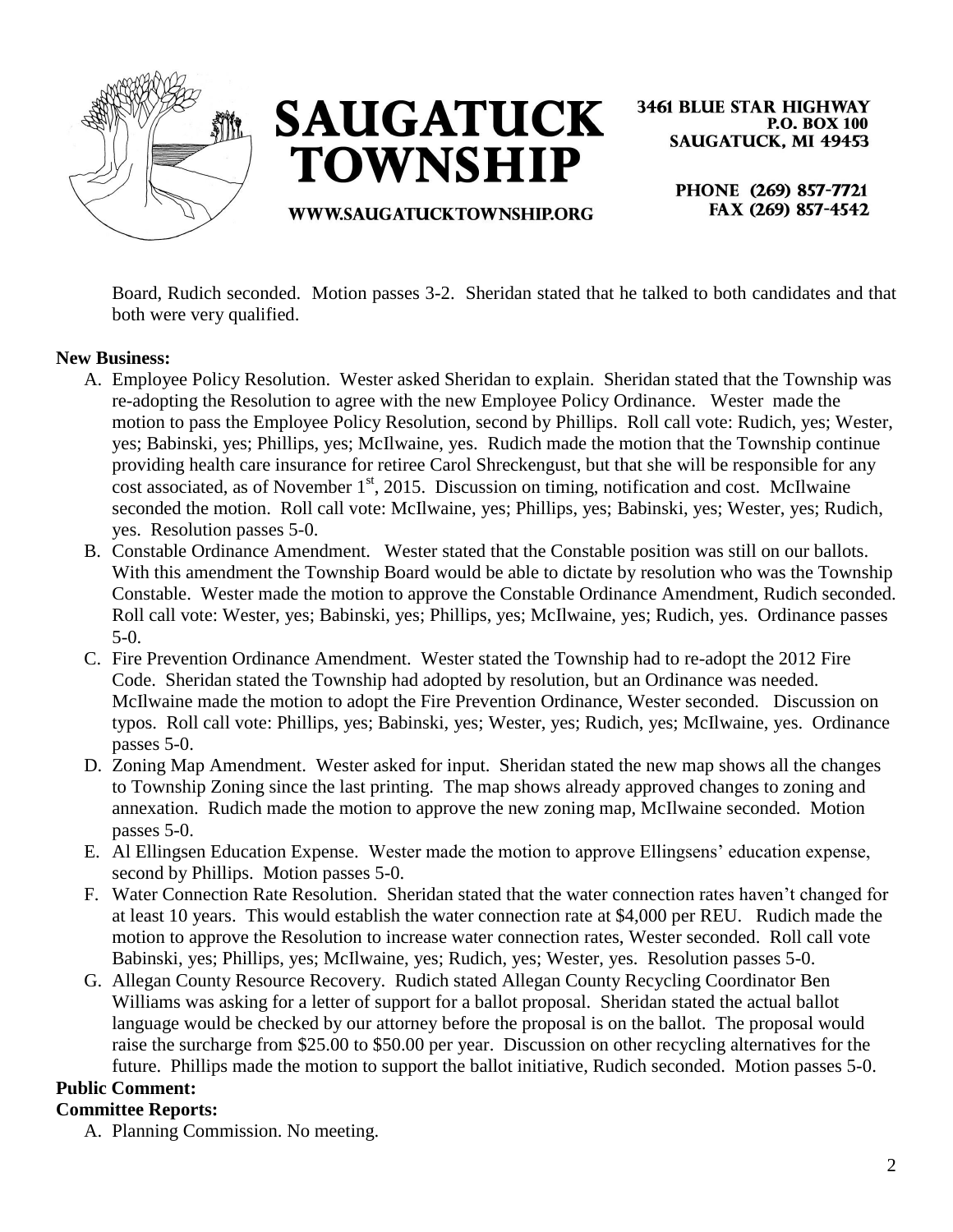Board, Rudich seconded. Motion passes 3-2. Sheridan stated that he talked to both candidates and that both were very qualified.

**New Business:**

A. Employee Policy Resolution. Wester asked Sheridan to explain. Sheridan stated that the Township was re-adopting the Resolution to agree with the new Employee Policy Ordinance. Wester made the motion to pass the Employee Policy Resolution, second by Phillips. Roll call vote: Rudich, yes; Wester, yes; Babinski, yes; Phillips, yes; McIlwaine, yes. Rudich made the motion that the Township continue providing health care insurance for retiree Carol Shreckengust, but that she will be responsible for any cost associated, as of November 1st, 2015. Discussion on timing, notification and cost. McIlwaine seconded the motion. Roll call vote: McIlwaine, yes; Phillips, yes; Babinski, yes; Wester, yes; Rudich, yes. Resolution passes 5-0.

B. Constable Ordinance Amendment. Wester stated that the Constable position was still on our ballots. With this amendment the Township Board would be able to dictate by resolution who was the Township Constable. Wester made the motion to approve the Constable Ordinance Amendment, Rudich seconded. Roll call vote: Wester, yes; Babinski, yes; Phillips, yes; McIlwaine, yes; Rudich, yes. Ordinance passes 5-0.

C. Fire Prevention Ordinance Amendment. Wester stated the Township had to re-adopt the 2012 Fire Code. Sheridan stated the Township had adopted by resolution, but an Ordinance was needed. McIlwaine made the motion to adopt the Fire Prevention Ordinance, Wester seconded. Discussion on typos. Roll call vote: Phillips, yes; Babinski, yes; Wester, yes; Rudich, yes; McIlwaine, yes. Ordinance passes 5-0.

D. Zoning Map Amendment. Wester asked for input. Sheridan stated the new map shows all the changes to Township Zoning since the last printing. The map shows already approved changes to zoning and annexation. Rudich made the motion to approve the new zoning map, McIlwaine seconded. Motion passes 5-0.

E. Al Ellingsen Education Expense. Wester made the motion to approve Ellingsens' education expense, second by Phillips. Motion passes 5-0.

F. Water Connection Rate Resolution. Sheridan stated that the water connection rates haven't changed for at least 10 years. This would establish the water connection rate at $4,000 per REU. Rudich made the motion to approve the Resolution to increase water connection rates, Wester seconded. Roll call vote Babinski, yes; Phillips, yes; McIlwaine, yes; Rudich, yes; Wester, yes. Resolution passes 5-0.

G. Allegan County Resource Recovery. Rudich stated Allegan County Recycling Coordinator Ben Williams was asking for a letter of support for a ballot proposal. Sheridan stated the actual ballot language would be checked by our attorney before the proposal is on the ballot. The proposal would raise the surcharge from $25.00 to $50.00 per year. Discussion on other recycling alternatives for the future. Phillips made the motion to support the ballot initiative, Rudich seconded. Motion passes 5-0.

**Public Comment:**

**Committee Reports:**

A. Planning Commission. No meeting.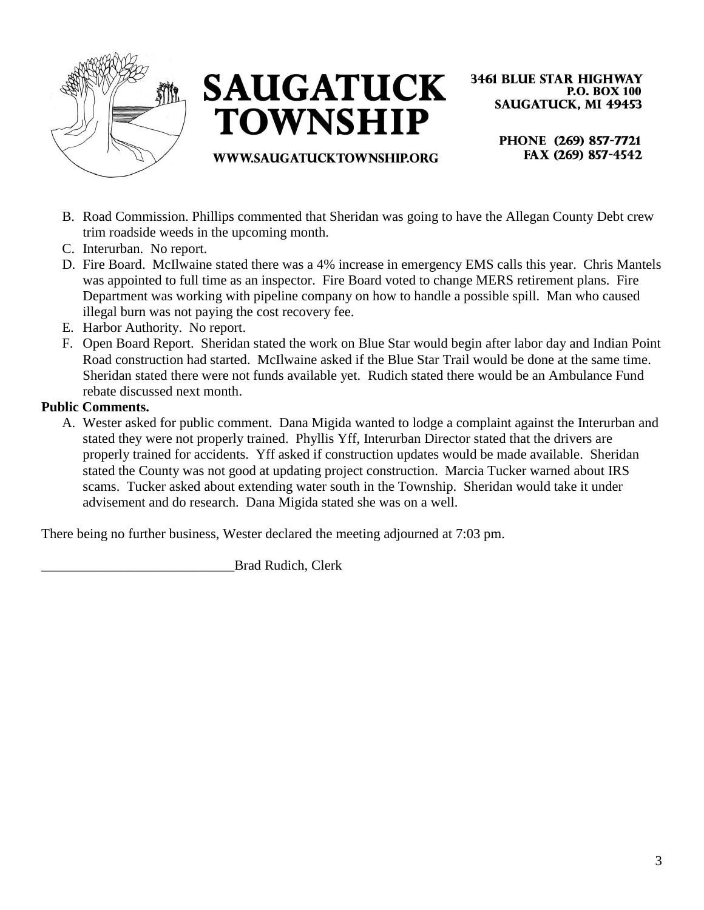**SAUGATUCK TOWNSHIP**

3461 BLUE STAR HIGHWAY
P.O. BOX 100
SAUGATUCK, MI 49453

PHONE (269) 857-7721
FAX (269) 857-4542

WWW.SAUGATUCKTOWNSHIP.ORG

B. Road Commission. Phillips commented that Sheridan was going to have the Allegan County Debt crew trim roadside weeds in the upcoming month.
C. Interurban. No report.
D. Fire Board. McIlwaine stated there was a 4% increase in emergency EMS calls this year. Chris Mantels was appointed to full time as an inspector. Fire Board voted to change MERS retirement plans. Fire Department was working with pipeline company on how to handle a possible spill. Man who caused illegal burn was not paying the cost recovery fee.
E. Harbor Authority. No report.
F. Open Board Report. Sheridan stated the work on Blue Star would begin after labor day and Indian Point Road construction had started. McIlwaine asked if the Blue Star Trail would be done at the same time. Sheridan stated there were not funds available yet. Rudich stated there would be an Ambulance Fund rebate discussed next month.

**Public Comments.**

A. Wester asked for public comment. Dana Migida wanted to lodge a complaint against the Interurban and stated they were not properly trained. Phyllis Yff, Interurban Director stated that the drivers are properly trained for accidents. Yff asked if construction updates would be made available. Sheridan stated the County was not good at updating project construction. Marcia Tucker warned about IRS scams. Tucker asked about extending water south in the Township. Sheridan would take it under advisement and do research. Dana Migida stated she was on a well.

There being no further business, Wester declared the meeting adjourned at 7:03 pm.

____________________________Brad Rudich, Clerk